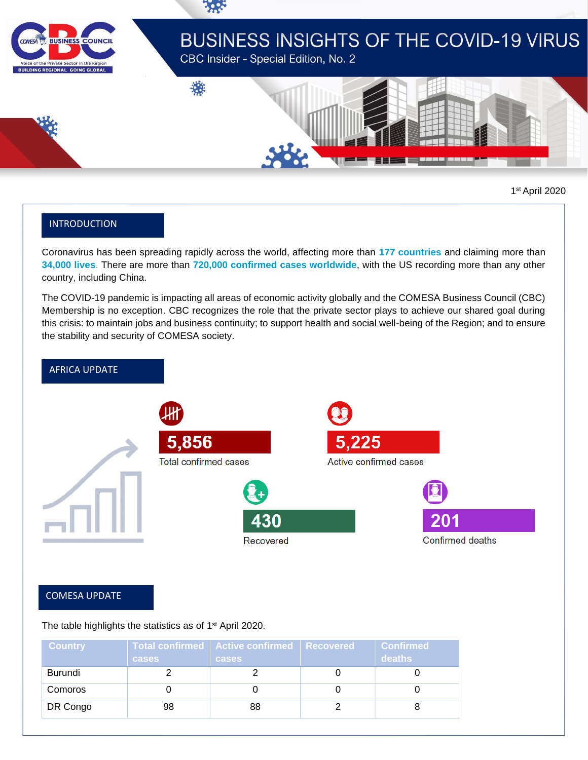# BUSINESS INSIGHTS OF THE COVID-19 VIRUS

CBC Insider - Special Edition, No. 2

1st April 2020

## INTRODUCTION

Coronavirus has been spreading rapidly across the world, affecting more than **177 countries** and claiming more than **34,000 lives**. There are more than **720,000 confirmed cases worldwide**, with the US recording more than any other country, including China.

The COVID-19 pandemic is impacting all areas of economic activity globally and the COMESA Business Council (CBC) Membership is no exception. CBC recognizes the role that the private sector plays to achieve our shared goal during this crisis: to maintain jobs and business continuity; to support health and social well-being of the Region; and to ensure the stability and security of COMESA society.

## AFRICA UPDATE

**5,856**
Total confirmed cases

**5,225**
Active confirmed cases

**430**
Recovered

**201**
Confirmed deaths

## COMESA UPDATE

The table highlights the statistics as of 1st April 2020.

| Country | Total confirmed cases | Active confirmed cases | Recovered | Confirmed deaths |
|---|---|---|---|---|
| Burundi | 2 | 2 | 0 | 0 |
| Comoros | 0 | 0 | 0 | 0 |
| DR Congo | 98 | 88 | 2 | 8 |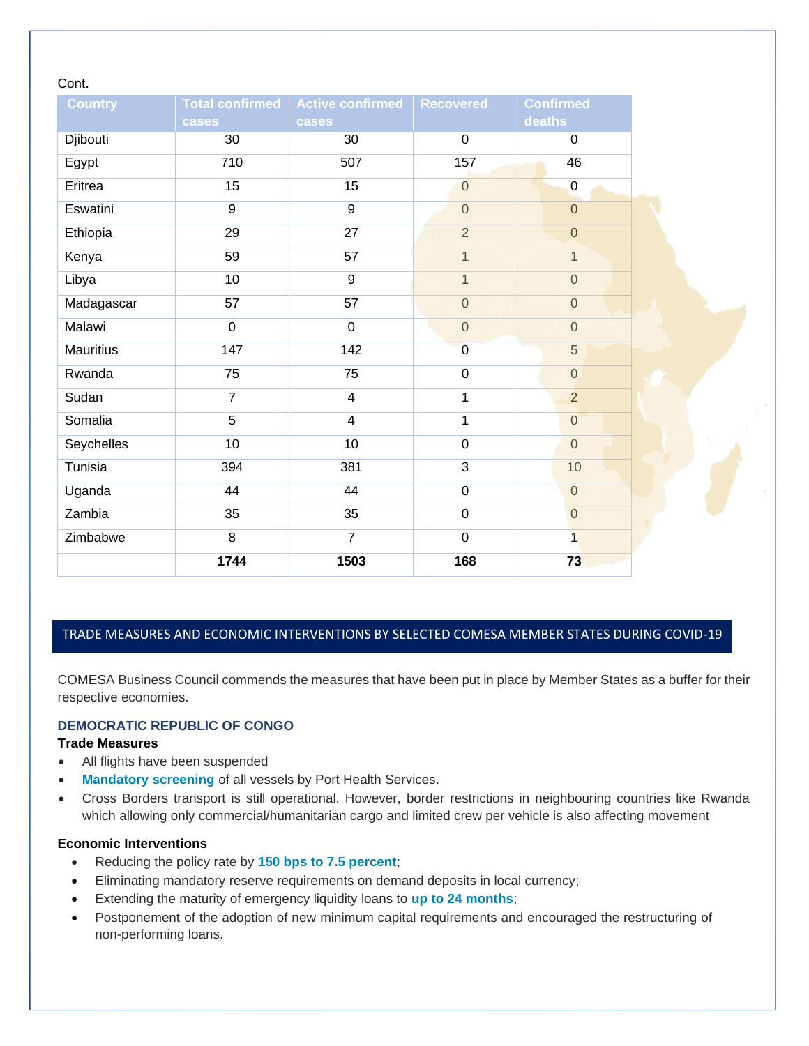Cont.

| Country | Total confirmed cases | Active confirmed cases | Recovered | Confirmed deaths |
|---|---|---|---|---|
| Djibouti | 30 | 30 | 0 | 0 |
| Egypt | 710 | 507 | 157 | 46 |
| Eritrea | 15 | 15 | 0 | 0 |
| Eswatini | 9 | 9 | 0 | 0 |
| Ethiopia | 29 | 27 | 2 | 0 |
| Kenya | 59 | 57 | 1 | 1 |
| Libya | 10 | 9 | 1 | 0 |
| Madagascar | 57 | 57 | 0 | 0 |
| Malawi | 0 | 0 | 0 | 0 |
| Mauritius | 147 | 142 | 0 | 5 |
| Rwanda | 75 | 75 | 0 | 0 |
| Sudan | 7 | 4 | 1 | 2 |
| Somalia | 5 | 4 | 1 | 0 |
| Seychelles | 10 | 10 | 0 | 0 |
| Tunisia | 394 | 381 | 3 | 10 |
| Uganda | 44 | 44 | 0 | 0 |
| Zambia | 35 | 35 | 0 | 0 |
| Zimbabwe | 8 | 7 | 0 | 1 |
| | **1744** | **1503** | **168** | **73** |

## TRADE MEASURES AND ECONOMIC INTERVENTIONS BY SELECTED COMESA MEMBER STATES DURING COVID-19

COMESA Business Council commends the measures that have been put in place by Member States as a buffer for their respective economies.

### DEMOCRATIC REPUBLIC OF CONGO

**Trade Measures**

- All flights have been suspended
- **Mandatory screening** of all vessels by Port Health Services.
- Cross Borders transport is still operational. However, border restrictions in neighbouring countries like Rwanda which allowing only commercial/humanitarian cargo and limited crew per vehicle is also affecting movement

**Economic Interventions**

- Reducing the policy rate by **150 bps to 7.5 percent**;
- Eliminating mandatory reserve requirements on demand deposits in local currency;
- Extending the maturity of emergency liquidity loans to **up to 24 months**;
- Postponement of the adoption of new minimum capital requirements and encouraged the restructuring of non-performing loans.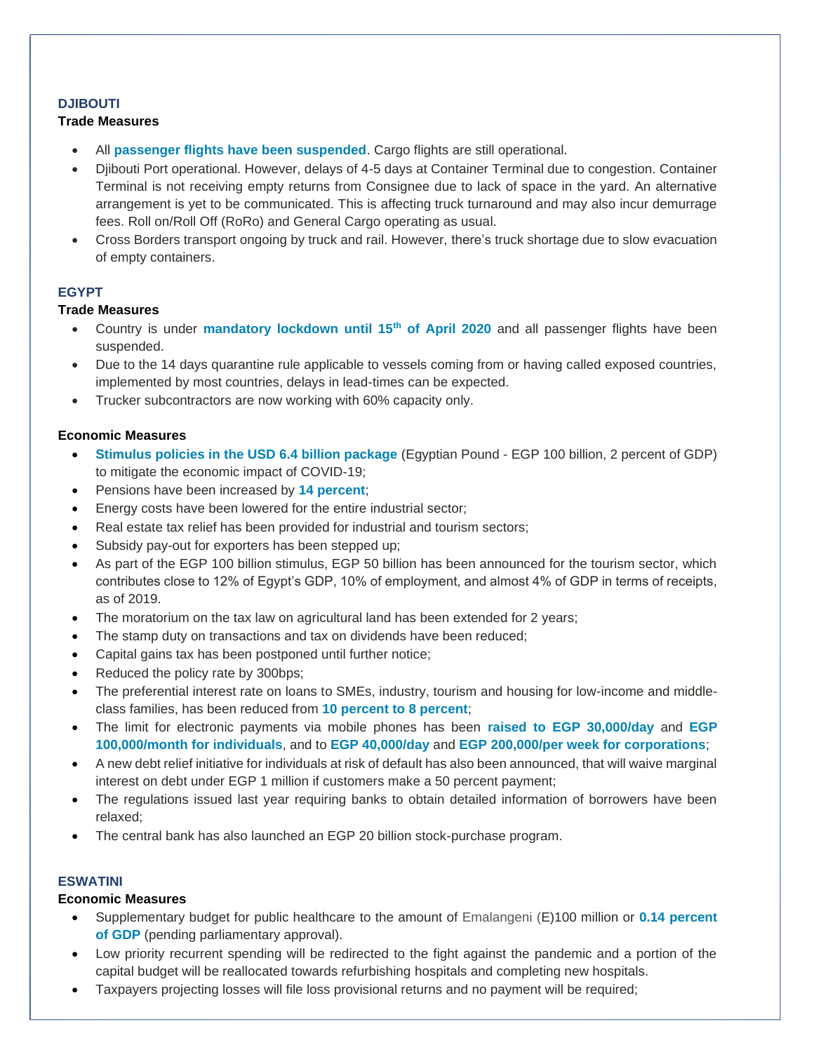## DJIBOUTI

### Trade Measures

- All **passenger flights have been suspended**. Cargo flights are still operational.
- Djibouti Port operational. However, delays of 4-5 days at Container Terminal due to congestion. Container Terminal is not receiving empty returns from Consignee due to lack of space in the yard. An alternative arrangement is yet to be communicated. This is affecting truck turnaround and may also incur demurrage fees. Roll on/Roll Off (RoRo) and General Cargo operating as usual.
- Cross Borders transport ongoing by truck and rail. However, there's truck shortage due to slow evacuation of empty containers.

## EGYPT

### Trade Measures

- Country is under **mandatory lockdown until 15th of April 2020** and all passenger flights have been suspended.
- Due to the 14 days quarantine rule applicable to vessels coming from or having called exposed countries, implemented by most countries, delays in lead-times can be expected.
- Trucker subcontractors are now working with 60% capacity only.

### Economic Measures

- **Stimulus policies in the USD 6.4 billion package** (Egyptian Pound - EGP 100 billion, 2 percent of GDP) to mitigate the economic impact of COVID-19;
- Pensions have been increased by **14 percent**;
- Energy costs have been lowered for the entire industrial sector;
- Real estate tax relief has been provided for industrial and tourism sectors;
- Subsidy pay-out for exporters has been stepped up;
- As part of the EGP 100 billion stimulus, EGP 50 billion has been announced for the tourism sector, which contributes close to 12% of Egypt's GDP, 10% of employment, and almost 4% of GDP in terms of receipts, as of 2019.
- The moratorium on the tax law on agricultural land has been extended for 2 years;
- The stamp duty on transactions and tax on dividends have been reduced;
- Capital gains tax has been postponed until further notice;
- Reduced the policy rate by 300bps;
- The preferential interest rate on loans to SMEs, industry, tourism and housing for low-income and middle-class families, has been reduced from **10 percent to 8 percent**;
- The limit for electronic payments via mobile phones has been **raised to EGP 30,000/day** and **EGP 100,000/month for individuals**, and to **EGP 40,000/day** and **EGP 200,000/per week for corporations**;
- A new debt relief initiative for individuals at risk of default has also been announced, that will waive marginal interest on debt under EGP 1 million if customers make a 50 percent payment;
- The regulations issued last year requiring banks to obtain detailed information of borrowers have been relaxed;
- The central bank has also launched an EGP 20 billion stock-purchase program.

## ESWATINI

### Economic Measures

- Supplementary budget for public healthcare to the amount of Emalangeni (E)100 million or **0.14 percent of GDP** (pending parliamentary approval).
- Low priority recurrent spending will be redirected to the fight against the pandemic and a portion of the capital budget will be reallocated towards refurbishing hospitals and completing new hospitals.
- Taxpayers projecting losses will file loss provisional returns and no payment will be required;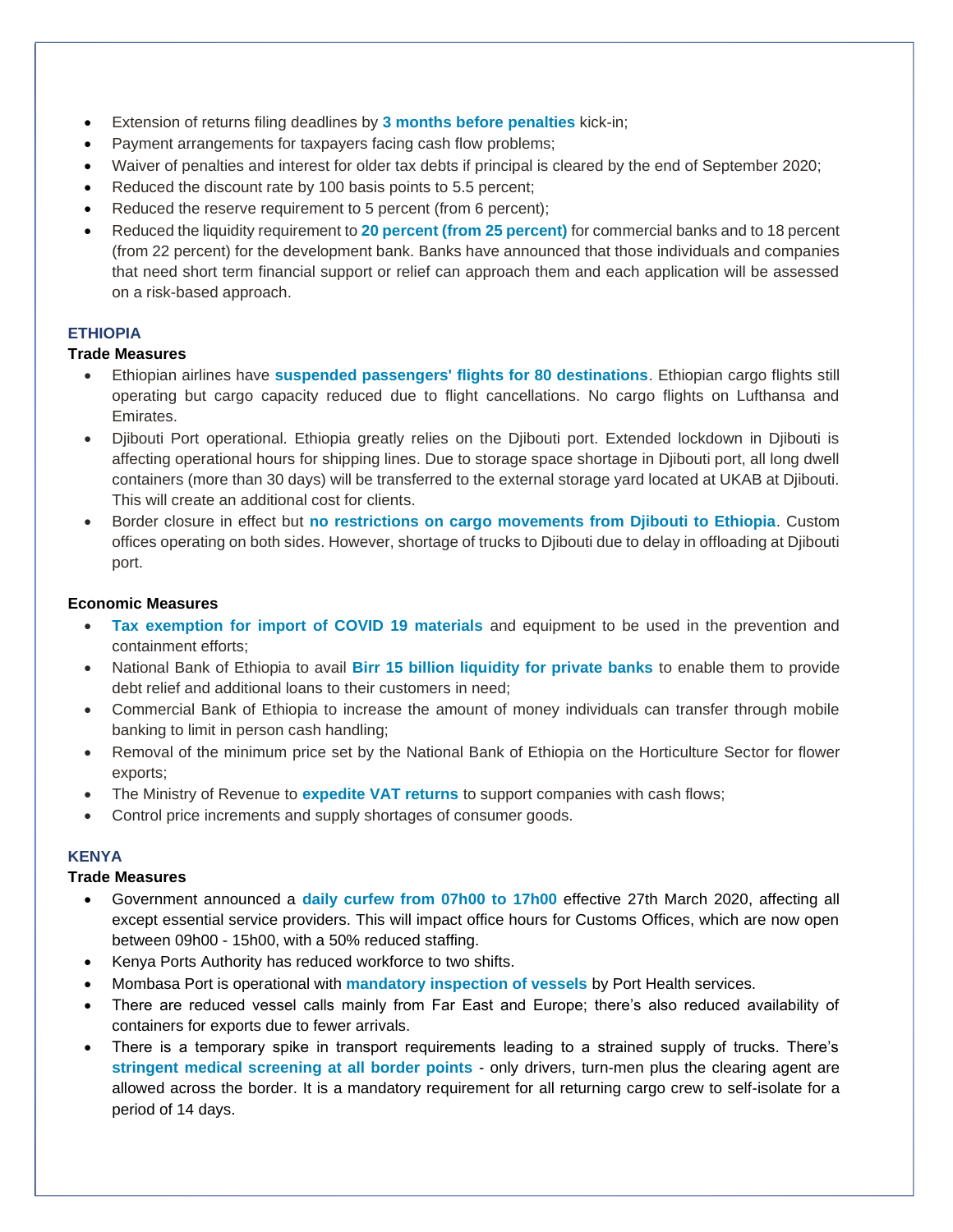- Extension of returns filing deadlines by **3 months before penalties** kick-in;
- Payment arrangements for taxpayers facing cash flow problems;
- Waiver of penalties and interest for older tax debts if principal is cleared by the end of September 2020;
- Reduced the discount rate by 100 basis points to 5.5 percent;
- Reduced the reserve requirement to 5 percent (from 6 percent);
- Reduced the liquidity requirement to **20 percent (from 25 percent)** for commercial banks and to 18 percent (from 22 percent) for the development bank. Banks have announced that those individuals and companies that need short term financial support or relief can approach them and each application will be assessed on a risk-based approach.

## ETHIOPIA

### Trade Measures

- Ethiopian airlines have **suspended passengers' flights for 80 destinations**. Ethiopian cargo flights still operating but cargo capacity reduced due to flight cancellations. No cargo flights on Lufthansa and Emirates.
- Djibouti Port operational. Ethiopia greatly relies on the Djibouti port. Extended lockdown in Djibouti is affecting operational hours for shipping lines. Due to storage space shortage in Djibouti port, all long dwell containers (more than 30 days) will be transferred to the external storage yard located at UKAB at Djibouti. This will create an additional cost for clients.
- Border closure in effect but **no restrictions on cargo movements from Djibouti to Ethiopia**. Custom offices operating on both sides. However, shortage of trucks to Djibouti due to delay in offloading at Djibouti port.

### Economic Measures

- **Tax exemption for import of COVID 19 materials** and equipment to be used in the prevention and containment efforts;
- National Bank of Ethiopia to avail **Birr 15 billion liquidity for private banks** to enable them to provide debt relief and additional loans to their customers in need;
- Commercial Bank of Ethiopia to increase the amount of money individuals can transfer through mobile banking to limit in person cash handling;
- Removal of the minimum price set by the National Bank of Ethiopia on the Horticulture Sector for flower exports;
- The Ministry of Revenue to **expedite VAT returns** to support companies with cash flows;
- Control price increments and supply shortages of consumer goods.

## KENYA

### Trade Measures

- Government announced a **daily curfew from 07h00 to 17h00** effective 27th March 2020, affecting all except essential service providers. This will impact office hours for Customs Offices, which are now open between 09h00 - 15h00, with a 50% reduced staffing.
- Kenya Ports Authority has reduced workforce to two shifts.
- Mombasa Port is operational with **mandatory inspection of vessels** by Port Health services.
- There are reduced vessel calls mainly from Far East and Europe; there's also reduced availability of containers for exports due to fewer arrivals.
- There is a temporary spike in transport requirements leading to a strained supply of trucks. There's **stringent medical screening at all border points** - only drivers, turn-men plus the clearing agent are allowed across the border. It is a mandatory requirement for all returning cargo crew to self-isolate for a period of 14 days.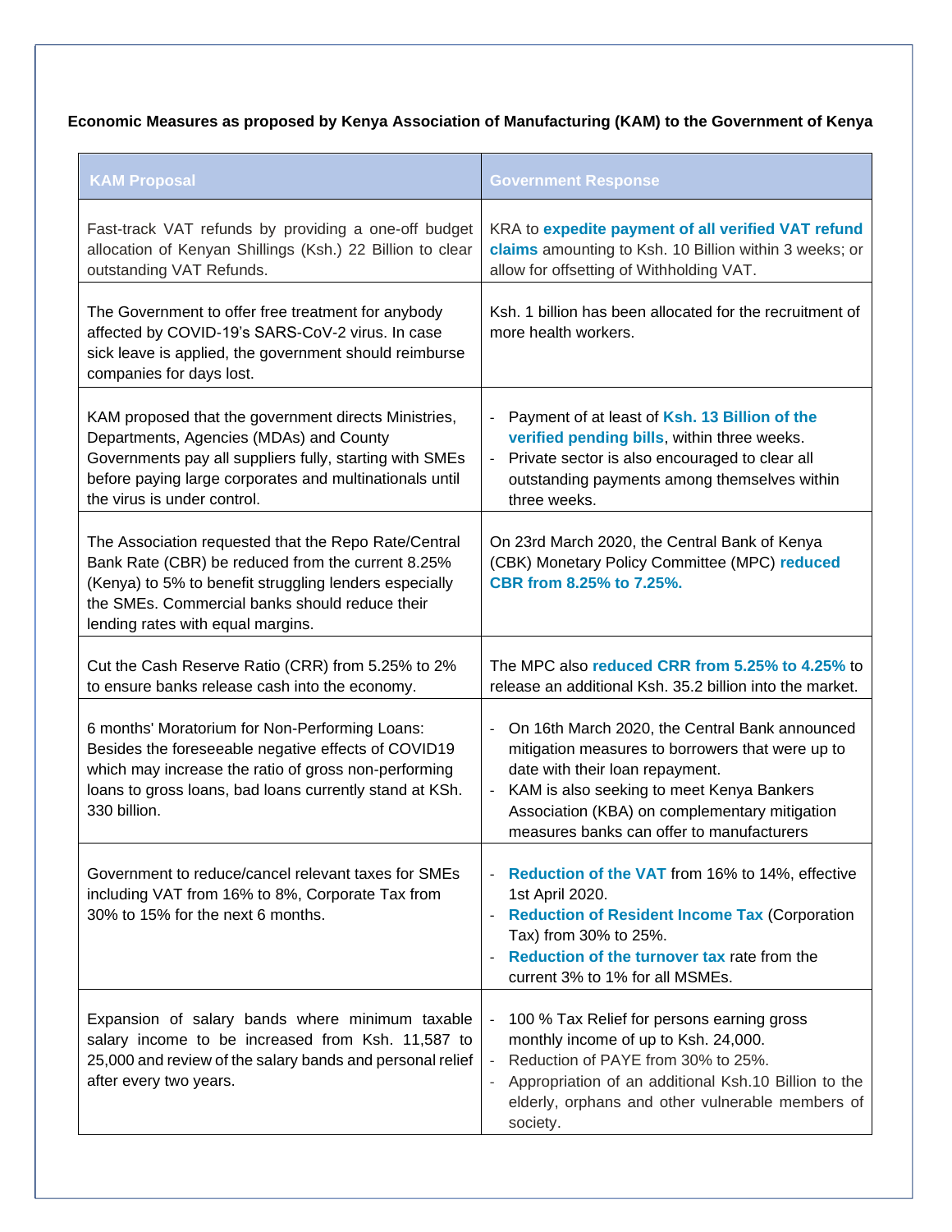**Economic Measures as proposed by Kenya Association of Manufacturing (KAM) to the Government of Kenya**

| KAM Proposal | Government Response |
|---|---|
| Fast-track VAT refunds by providing a one-off budget allocation of Kenyan Shillings (Ksh.) 22 Billion to clear outstanding VAT Refunds. | KRA to **expedite payment of all verified VAT refund claims** amounting to Ksh. 10 Billion within 3 weeks; or allow for offsetting of Withholding VAT. |
| The Government to offer free treatment for anybody affected by COVID-19's SARS-CoV-2 virus. In case sick leave is applied, the government should reimburse companies for days lost. | Ksh. 1 billion has been allocated for the recruitment of more health workers. |
| KAM proposed that the government directs Ministries, Departments, Agencies (MDAs) and County Governments pay all suppliers fully, starting with SMEs before paying large corporates and multinationals until the virus is under control. | - Payment of at least of **Ksh. 13 Billion of the verified pending bills**, within three weeks.<br>- Private sector is also encouraged to clear all outstanding payments among themselves within three weeks. |
| The Association requested that the Repo Rate/Central Bank Rate (CBR) be reduced from the current 8.25% (Kenya) to 5% to benefit struggling lenders especially the SMEs. Commercial banks should reduce their lending rates with equal margins. | On 23rd March 2020, the Central Bank of Kenya (CBK) Monetary Policy Committee (MPC) **reduced CBR from 8.25% to 7.25%.** |
| Cut the Cash Reserve Ratio (CRR) from 5.25% to 2% to ensure banks release cash into the economy. | The MPC also **reduced CRR from 5.25% to 4.25%** to release an additional Ksh. 35.2 billion into the market. |
| 6 months' Moratorium for Non-Performing Loans: Besides the foreseeable negative effects of COVID19 which may increase the ratio of gross non-performing loans to gross loans, bad loans currently stand at KSh. 330 billion. | - On 16th March 2020, the Central Bank announced mitigation measures to borrowers that were up to date with their loan repayment.<br>- KAM is also seeking to meet Kenya Bankers Association (KBA) on complementary mitigation measures banks can offer to manufacturers |
| Government to reduce/cancel relevant taxes for SMEs including VAT from 16% to 8%, Corporate Tax from 30% to 15% for the next 6 months. | - **Reduction of the VAT** from 16% to 14%, effective 1st April 2020.<br>- **Reduction of Resident Income Tax** (Corporation Tax) from 30% to 25%.<br>- **Reduction of the turnover tax** rate from the current 3% to 1% for all MSMEs. |
| Expansion of salary bands where minimum taxable salary income to be increased from Ksh. 11,587 to 25,000 and review of the salary bands and personal relief after every two years. | - 100 % Tax Relief for persons earning gross monthly income of up to Ksh. 24,000.<br>- Reduction of PAYE from 30% to 25%.<br>- Appropriation of an additional Ksh.10 Billion to the elderly, orphans and other vulnerable members of society. |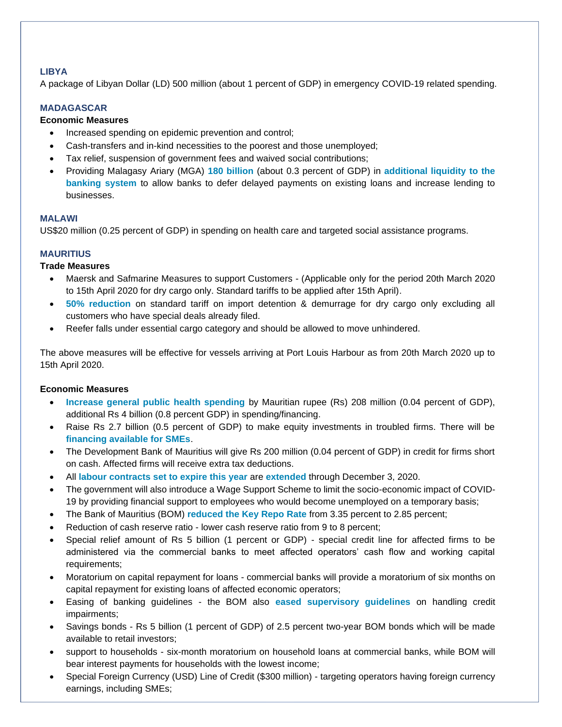## LIBYA

A package of Libyan Dollar (LD) 500 million (about 1 percent of GDP) in emergency COVID-19 related spending.

## MADAGASCAR

**Economic Measures**

- Increased spending on epidemic prevention and control;
- Cash-transfers and in-kind necessities to the poorest and those unemployed;
- Tax relief, suspension of government fees and waived social contributions;
- Providing Malagasy Ariary (MGA) **180 billion** (about 0.3 percent of GDP) in **additional liquidity to the banking system** to allow banks to defer delayed payments on existing loans and increase lending to businesses.

## MALAWI

US$20 million (0.25 percent of GDP) in spending on health care and targeted social assistance programs.

## MAURITIUS

**Trade Measures**

- Maersk and Safmarine Measures to support Customers - (Applicable only for the period 20th March 2020 to 15th April 2020 for dry cargo only. Standard tariffs to be applied after 15th April).
- **50% reduction** on standard tariff on import detention & demurrage for dry cargo only excluding all customers who have special deals already filed.
- Reefer falls under essential cargo category and should be allowed to move unhindered.

The above measures will be effective for vessels arriving at Port Louis Harbour as from 20th March 2020 up to 15th April 2020.

**Economic Measures**

- **Increase general public health spending** by Mauritian rupee (Rs) 208 million (0.04 percent of GDP), additional Rs 4 billion (0.8 percent GDP) in spending/financing.
- Raise Rs 2.7 billion (0.5 percent of GDP) to make equity investments in troubled firms. There will be **financing available for SMEs**.
- The Development Bank of Mauritius will give Rs 200 million (0.04 percent of GDP) in credit for firms short on cash. Affected firms will receive extra tax deductions.
- All **labour contracts set to expire this year** are **extended** through December 3, 2020.
- The government will also introduce a Wage Support Scheme to limit the socio-economic impact of COVID-19 by providing financial support to employees who would become unemployed on a temporary basis;
- The Bank of Mauritius (BOM) **reduced the Key Repo Rate** from 3.35 percent to 2.85 percent;
- Reduction of cash reserve ratio - lower cash reserve ratio from 9 to 8 percent;
- Special relief amount of Rs 5 billion (1 percent or GDP) - special credit line for affected firms to be administered via the commercial banks to meet affected operators' cash flow and working capital requirements;
- Moratorium on capital repayment for loans - commercial banks will provide a moratorium of six months on capital repayment for existing loans of affected economic operators;
- Easing of banking guidelines - the BOM also **eased supervisory guidelines** on handling credit impairments;
- Savings bonds - Rs 5 billion (1 percent of GDP) of 2.5 percent two-year BOM bonds which will be made available to retail investors;
- support to households - six-month moratorium on household loans at commercial banks, while BOM will bear interest payments for households with the lowest income;
- Special Foreign Currency (USD) Line of Credit ($300 million) - targeting operators having foreign currency earnings, including SMEs;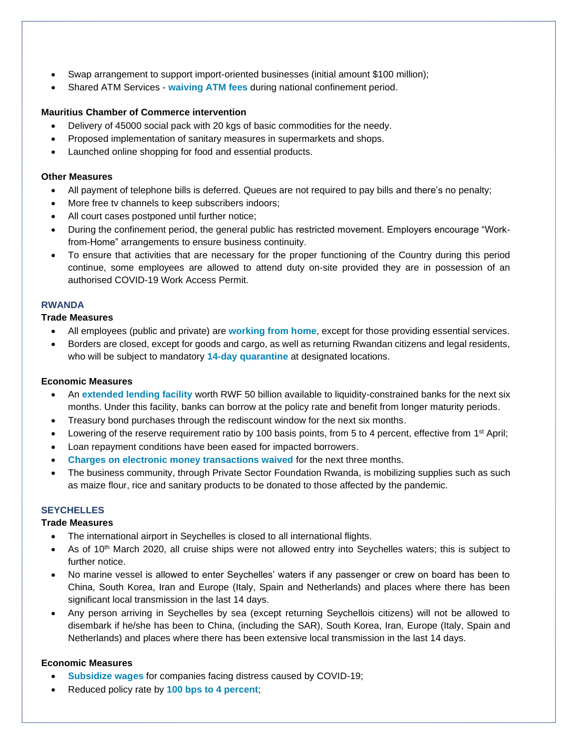- Swap arrangement to support import-oriented businesses (initial amount $100 million);
- Shared ATM Services - **waiving ATM fees** during national confinement period.

**Mauritius Chamber of Commerce intervention**

- Delivery of 45000 social pack with 20 kgs of basic commodities for the needy.
- Proposed implementation of sanitary measures in supermarkets and shops.
- Launched online shopping for food and essential products.

**Other Measures**

- All payment of telephone bills is deferred. Queues are not required to pay bills and there's no penalty;
- More free tv channels to keep subscribers indoors;
- All court cases postponed until further notice;
- During the confinement period, the general public has restricted movement. Employers encourage "Work-from-Home" arrangements to ensure business continuity.
- To ensure that activities that are necessary for the proper functioning of the Country during this period continue, some employees are allowed to attend duty on-site provided they are in possession of an authorised COVID-19 Work Access Permit.

## RWANDA

**Trade Measures**

- All employees (public and private) are **working from home**, except for those providing essential services.
- Borders are closed, except for goods and cargo, as well as returning Rwandan citizens and legal residents, who will be subject to mandatory **14-day quarantine** at designated locations.

**Economic Measures**

- An **extended lending facility** worth RWF 50 billion available to liquidity-constrained banks for the next six months. Under this facility, banks can borrow at the policy rate and benefit from longer maturity periods.
- Treasury bond purchases through the rediscount window for the next six months.
- Lowering of the reserve requirement ratio by 100 basis points, from 5 to 4 percent, effective from 1st April;
- Loan repayment conditions have been eased for impacted borrowers.
- **Charges on electronic money transactions waived** for the next three months.
- The business community, through Private Sector Foundation Rwanda, is mobilizing supplies such as such as maize flour, rice and sanitary products to be donated to those affected by the pandemic.

## SEYCHELLES

**Trade Measures**

- The international airport in Seychelles is closed to all international flights.
- As of 10th March 2020, all cruise ships were not allowed entry into Seychelles waters; this is subject to further notice.
- No marine vessel is allowed to enter Seychelles' waters if any passenger or crew on board has been to China, South Korea, Iran and Europe (Italy, Spain and Netherlands) and places where there has been significant local transmission in the last 14 days.
- Any person arriving in Seychelles by sea (except returning Seychellois citizens) will not be allowed to disembark if he/she has been to China, (including the SAR), South Korea, Iran, Europe (Italy, Spain and Netherlands) and places where there has been extensive local transmission in the last 14 days.

**Economic Measures**

- **Subsidize wages** for companies facing distress caused by COVID-19;
- Reduced policy rate by **100 bps to 4 percent**;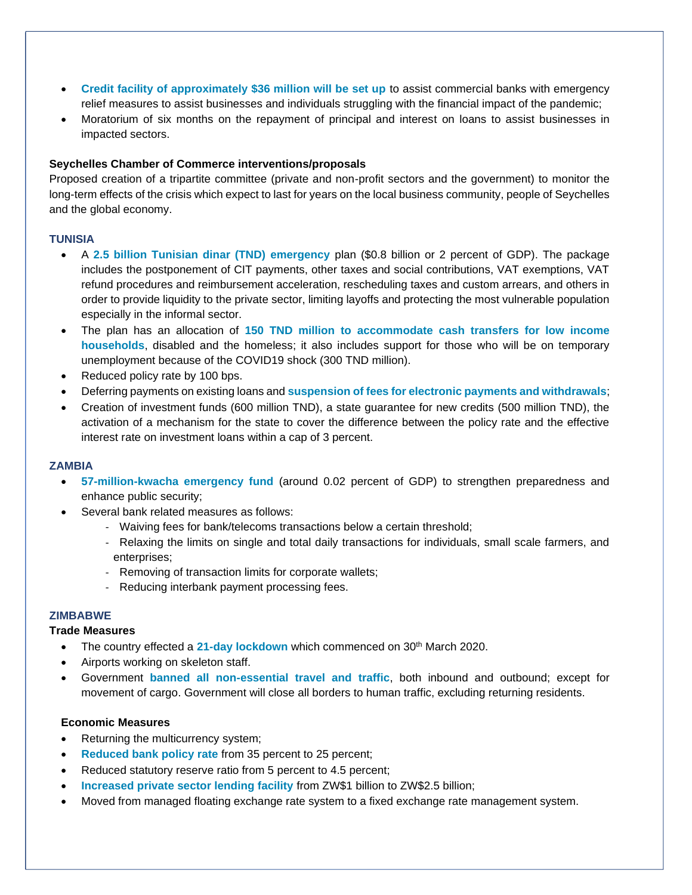- **Credit facility of approximately $36 million will be set up** to assist commercial banks with emergency relief measures to assist businesses and individuals struggling with the financial impact of the pandemic;
- Moratorium of six months on the repayment of principal and interest on loans to assist businesses in impacted sectors.

**Seychelles Chamber of Commerce interventions/proposals**

Proposed creation of a tripartite committee (private and non-profit sectors and the government) to monitor the long-term effects of the crisis which expect to last for years on the local business community, people of Seychelles and the global economy.

### TUNISIA

- A **2.5 billion Tunisian dinar (TND) emergency** plan ($0.8 billion or 2 percent of GDP). The package includes the postponement of CIT payments, other taxes and social contributions, VAT exemptions, VAT refund procedures and reimbursement acceleration, rescheduling taxes and custom arrears, and others in order to provide liquidity to the private sector, limiting layoffs and protecting the most vulnerable population especially in the informal sector.
- The plan has an allocation of **150 TND million to accommodate cash transfers for low income households**, disabled and the homeless; it also includes support for those who will be on temporary unemployment because of the COVID19 shock (300 TND million).
- Reduced policy rate by 100 bps.
- Deferring payments on existing loans and **suspension of fees for electronic payments and withdrawals**;
- Creation of investment funds (600 million TND), a state guarantee for new credits (500 million TND), the activation of a mechanism for the state to cover the difference between the policy rate and the effective interest rate on investment loans within a cap of 3 percent.

### ZAMBIA

- **57-million-kwacha emergency fund** (around 0.02 percent of GDP) to strengthen preparedness and enhance public security;
- Several bank related measures as follows:
  - Waiving fees for bank/telecoms transactions below a certain threshold;
  - Relaxing the limits on single and total daily transactions for individuals, small scale farmers, and enterprises;
  - Removing of transaction limits for corporate wallets;
  - Reducing interbank payment processing fees.

### ZIMBABWE

**Trade Measures**

- The country effected a **21-day lockdown** which commenced on 30th March 2020.
- Airports working on skeleton staff.
- Government **banned all non-essential travel and traffic**, both inbound and outbound; except for movement of cargo. Government will close all borders to human traffic, excluding returning residents.

**Economic Measures**

- Returning the multicurrency system;
- **Reduced bank policy rate** from 35 percent to 25 percent;
- Reduced statutory reserve ratio from 5 percent to 4.5 percent;
- **Increased private sector lending facility** from ZW$1 billion to ZW$2.5 billion;
- Moved from managed floating exchange rate system to a fixed exchange rate management system.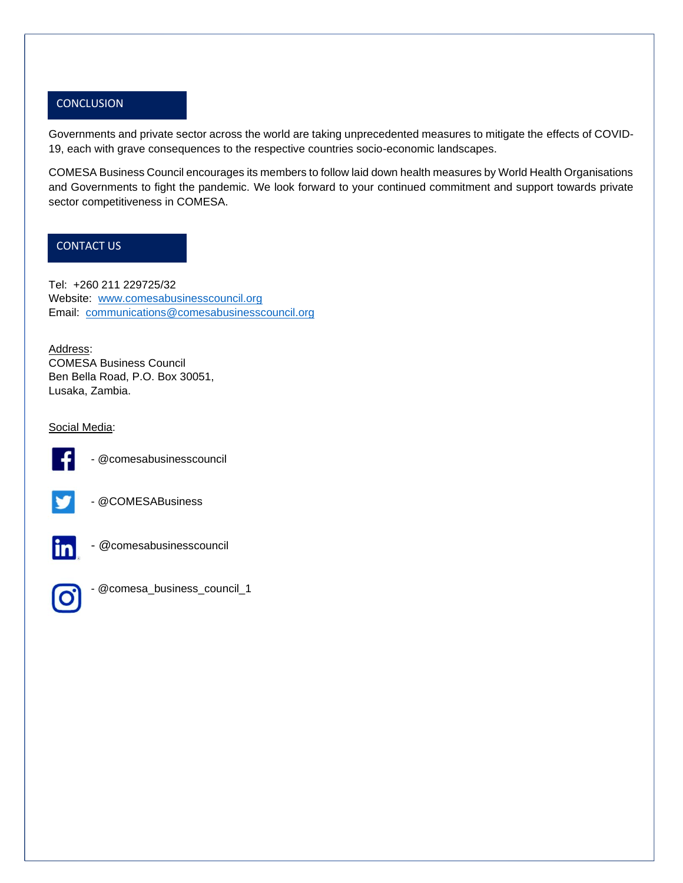## CONCLUSION

Governments and private sector across the world are taking unprecedented measures to mitigate the effects of COVID-19, each with grave consequences to the respective countries socio-economic landscapes.

COMESA Business Council encourages its members to follow laid down health measures by World Health Organisations and Governments to fight the pandemic. We look forward to your continued commitment and support towards private sector competitiveness in COMESA.

## CONTACT US

Tel: +260 211 229725/32
Website: www.comesabusinesscouncil.org
Email: communications@comesabusinesscouncil.org

Address:
COMESA Business Council
Ben Bella Road, P.O. Box 30051,
Lusaka, Zambia.

Social Media:

- @comesabusinesscouncil
- @COMESABusiness
- @comesabusinesscouncil
- @comesa_business_council_1